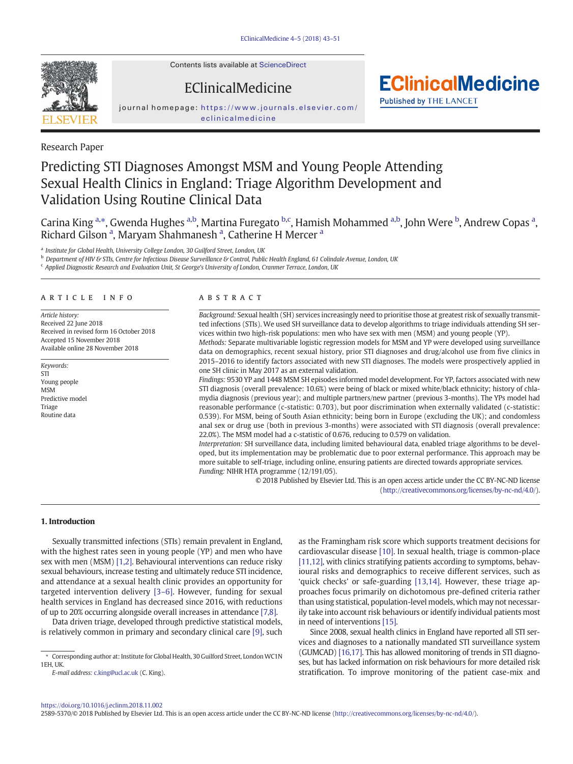Research Paper

# Predicting STI Diagnoses Amongst MSM and Young People Attending Sexual Health Clinics in England: Triage Algorithm Development and Validation Using Routine Clinical Data

Carina King [a,*], Gwenda Hughes [a,b], Martina Furegato [b,c], Hamish Mohammed [a,b], John Were [b], Andrew Copas [a], Richard Gilson [a], Maryam Shahmanesh [a], Catherine H Mercer [a]

[a] Institute for Global Health, University College London, 30 Guilford Street, London, UK

[b] Department of HIV & STIs, Centre for Infectious Disease Surveillance & Control, Public Health England, 61 Colindale Avenue, London, UK

[c] Applied Diagnostic Research and Evaluation Unit, St George's University of London, Cranmer Terrace, London, UK

## ARTICLE INFO

*Article history:*
Received 22 June 2018
Received in revised form 16 October 2018
Accepted 15 November 2018
Available online 28 November 2018

*Keywords:*
STI
Young people
MSM
Predictive model
Triage
Routine data

## ABSTRACT

*Background:* Sexual health (SH) services increasingly need to prioritise those at greatest risk of sexually transmitted infections (STIs). We used SH surveillance data to develop algorithms to triage individuals attending SH services within two high-risk populations: men who have sex with men (MSM) and young people (YP).

*Methods:* Separate multivariable logistic regression models for MSM and YP were developed using surveillance data on demographics, recent sexual history, prior STI diagnoses and drug/alcohol use from five clinics in 2015–2016 to identify factors associated with new STI diagnoses. The models were prospectively applied in one SH clinic in May 2017 as an external validation.

*Findings:* 9530 YP and 1448 MSM SH episodes informed model development. For YP, factors associated with new STI diagnosis (overall prevalence: 10.6%) were being of black or mixed white/black ethnicity; history of chlamydia diagnosis (previous year); and multiple partners/new partner (previous 3-months). The YPs model had reasonable performance (c-statistic: 0.703), but poor discrimination when externally validated (c-statistic: 0.539). For MSM, being of South Asian ethnicity; being born in Europe (excluding the UK); and condomless anal sex or drug use (both in previous 3-months) were associated with STI diagnosis (overall prevalence: 22.0%). The MSM model had a c-statistic of 0.676, reducing to 0.579 on validation.

*Interpretation:* SH surveillance data, including limited behavioural data, enabled triage algorithms to be developed, but its implementation may be problematic due to poor external performance. This approach may be more suitable to self-triage, including online, ensuring patients are directed towards appropriate services.

*Funding:* NIHR HTA programme (12/191/05).

© 2018 Published by Elsevier Ltd. This is an open access article under the CC BY-NC-ND license (http://creativecommons.org/licenses/by-nc-nd/4.0/).

## 1. Introduction

Sexually transmitted infections (STIs) remain prevalent in England, with the highest rates seen in young people (YP) and men who have sex with men (MSM) [1,2]. Behavioural interventions can reduce risky sexual behaviours, increase testing and ultimately reduce STI incidence, and attendance at a sexual health clinic provides an opportunity for targeted intervention delivery [3–6]. However, funding for sexual health services in England has decreased since 2016, with reductions of up to 20% occurring alongside overall increases in attendance [7,8].

Data driven triage, developed through predictive statistical models, is relatively common in primary and secondary clinical care [9], such as the Framingham risk score which supports treatment decisions for cardiovascular disease [10]. In sexual health, triage is common-place [11,12], with clinics stratifying patients according to symptoms, behavioural risks and demographics to receive different services, such as 'quick checks' or safe-guarding [13,14]. However, these triage approaches focus primarily on dichotomous pre-defined criteria rather than using statistical, population-level models, which may not necessarily take into account risk behaviours or identify individual patients most in need of interventions [15].

Since 2008, sexual health clinics in England have reported all STI services and diagnoses to a nationally mandated STI surveillance system (GUMCAD) [16,17]. This has allowed monitoring of trends in STI diagnoses, but has lacked information on risk behaviours for more detailed risk stratification. To improve monitoring of the patient case-mix and

* Corresponding author at: Institute for Global Health, 30 Guilford Street, London WC1N 1EH, UK.
*E-mail address:* c.king@ucl.ac.uk (C. King).

https://doi.org/10.1016/j.eclinm.2018.11.002
2589-5370/© 2018 Published by Elsevier Ltd. This is an open access article under the CC BY-NC-ND license (http://creativecommons.org/licenses/by-nc-nd/4.0/).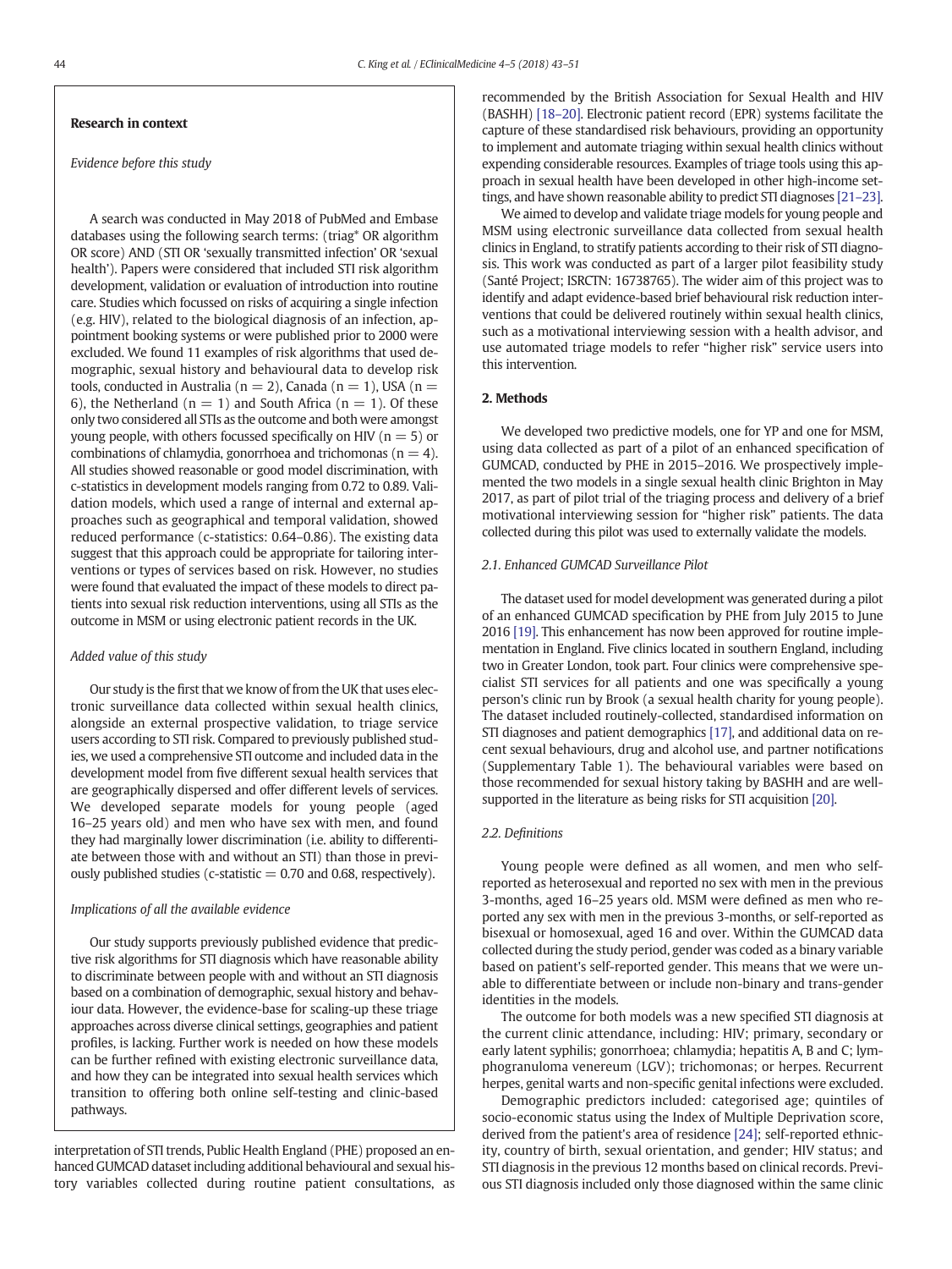## Research in context

*Evidence before this study*

A search was conducted in May 2018 of PubMed and Embase databases using the following search terms: (triag* OR algorithm OR score) AND (STI OR 'sexually transmitted infection' OR 'sexual health'). Papers were considered that included STI risk algorithm development, validation or evaluation of introduction into routine care. Studies which focussed on risks of acquiring a single infection (e.g. HIV), related to the biological diagnosis of an infection, appointment booking systems or were published prior to 2000 were excluded. We found 11 examples of risk algorithms that used demographic, sexual history and behavioural data to develop risk tools, conducted in Australia (n = 2), Canada (n = 1), USA (n = 6), the Netherland (n = 1) and South Africa (n = 1). Of these only two considered all STIs as the outcome and both were amongst young people, with others focussed specifically on HIV (n = 5) or combinations of chlamydia, gonorrhoea and trichomonas (n = 4). All studies showed reasonable or good model discrimination, with c-statistics in development models ranging from 0.72 to 0.89. Validation models, which used a range of internal and external approaches such as geographical and temporal validation, showed reduced performance (c-statistics: 0.64–0.86). The existing data suggest that this approach could be appropriate for tailoring interventions or types of services based on risk. However, no studies were found that evaluated the impact of these models to direct patients into sexual risk reduction interventions, using all STIs as the outcome in MSM or using electronic patient records in the UK.

*Added value of this study*

Our study is the first that we know of from the UK that uses electronic surveillance data collected within sexual health clinics, alongside an external prospective validation, to triage service users according to STI risk. Compared to previously published studies, we used a comprehensive STI outcome and included data in the development model from five different sexual health services that are geographically dispersed and offer different levels of services. We developed separate models for young people (aged 16–25 years old) and men who have sex with men, and found they had marginally lower discrimination (i.e. ability to differentiate between those with and without an STI) than those in previously published studies (c-statistic = 0.70 and 0.68, respectively).

*Implications of all the available evidence*

Our study supports previously published evidence that predictive risk algorithms for STI diagnosis which have reasonable ability to discriminate between people with and without an STI diagnosis based on a combination of demographic, sexual history and behaviour data. However, the evidence-base for scaling-up these triage approaches across diverse clinical settings, geographies and patient profiles, is lacking. Further work is needed on how these models can be further refined with existing electronic surveillance data, and how they can be integrated into sexual health services which transition to offering both online self-testing and clinic-based pathways.

interpretation of STI trends, Public Health England (PHE) proposed an enhanced GUMCAD dataset including additional behavioural and sexual history variables collected during routine patient consultations, as recommended by the British Association for Sexual Health and HIV (BASHH) [18–20]. Electronic patient record (EPR) systems facilitate the capture of these standardised risk behaviours, providing an opportunity to implement and automate triaging within sexual health clinics without expending considerable resources. Examples of triage tools using this approach in sexual health have been developed in other high-income settings, and have shown reasonable ability to predict STI diagnoses [21–23].

We aimed to develop and validate triage models for young people and MSM using electronic surveillance data collected from sexual health clinics in England, to stratify patients according to their risk of STI diagnosis. This work was conducted as part of a larger pilot feasibility study (Santé Project; ISRCTN: 16738765). The wider aim of this project was to identify and adapt evidence-based brief behavioural risk reduction interventions that could be delivered routinely within sexual health clinics, such as a motivational interviewing session with a health advisor, and use automated triage models to refer "higher risk" service users into this intervention.

## 2. Methods

We developed two predictive models, one for YP and one for MSM, using data collected as part of a pilot of an enhanced specification of GUMCAD, conducted by PHE in 2015–2016. We prospectively implemented the two models in a single sexual health clinic Brighton in May 2017, as part of pilot trial of the triaging process and delivery of a brief motivational interviewing session for "higher risk" patients. The data collected during this pilot was used to externally validate the models.

### 2.1. Enhanced GUMCAD Surveillance Pilot

The dataset used for model development was generated during a pilot of an enhanced GUMCAD specification by PHE from July 2015 to June 2016 [19]. This enhancement has now been approved for routine implementation in England. Five clinics located in southern England, including two in Greater London, took part. Four clinics were comprehensive specialist STI services for all patients and one was specifically a young person's clinic run by Brook (a sexual health charity for young people). The dataset included routinely-collected, standardised information on STI diagnoses and patient demographics [17], and additional data on recent sexual behaviours, drug and alcohol use, and partner notifications (Supplementary Table 1). The behavioural variables were based on those recommended for sexual history taking by BASHH and are well-supported in the literature as being risks for STI acquisition [20].

### 2.2. Definitions

Young people were defined as all women, and men who self-reported as heterosexual and reported no sex with men in the previous 3-months, aged 16–25 years old. MSM were defined as men who reported any sex with men in the previous 3-months, or self-reported as bisexual or homosexual, aged 16 and over. Within the GUMCAD data collected during the study period, gender was coded as a binary variable based on patient's self-reported gender. This means that we were unable to differentiate between or include non-binary and trans-gender identities in the models.

The outcome for both models was a new specified STI diagnosis at the current clinic attendance, including: HIV; primary, secondary or early latent syphilis; gonorrhoea; chlamydia; hepatitis A, B and C; lymphogranuloma venereum (LGV); trichomonas; or herpes. Recurrent herpes, genital warts and non-specific genital infections were excluded.

Demographic predictors included: categorised age; quintiles of socio-economic status using the Index of Multiple Deprivation score, derived from the patient's area of residence [24]; self-reported ethnicity, country of birth, sexual orientation, and gender; HIV status; and STI diagnosis in the previous 12 months based on clinical records. Previous STI diagnosis included only those diagnosed within the same clinic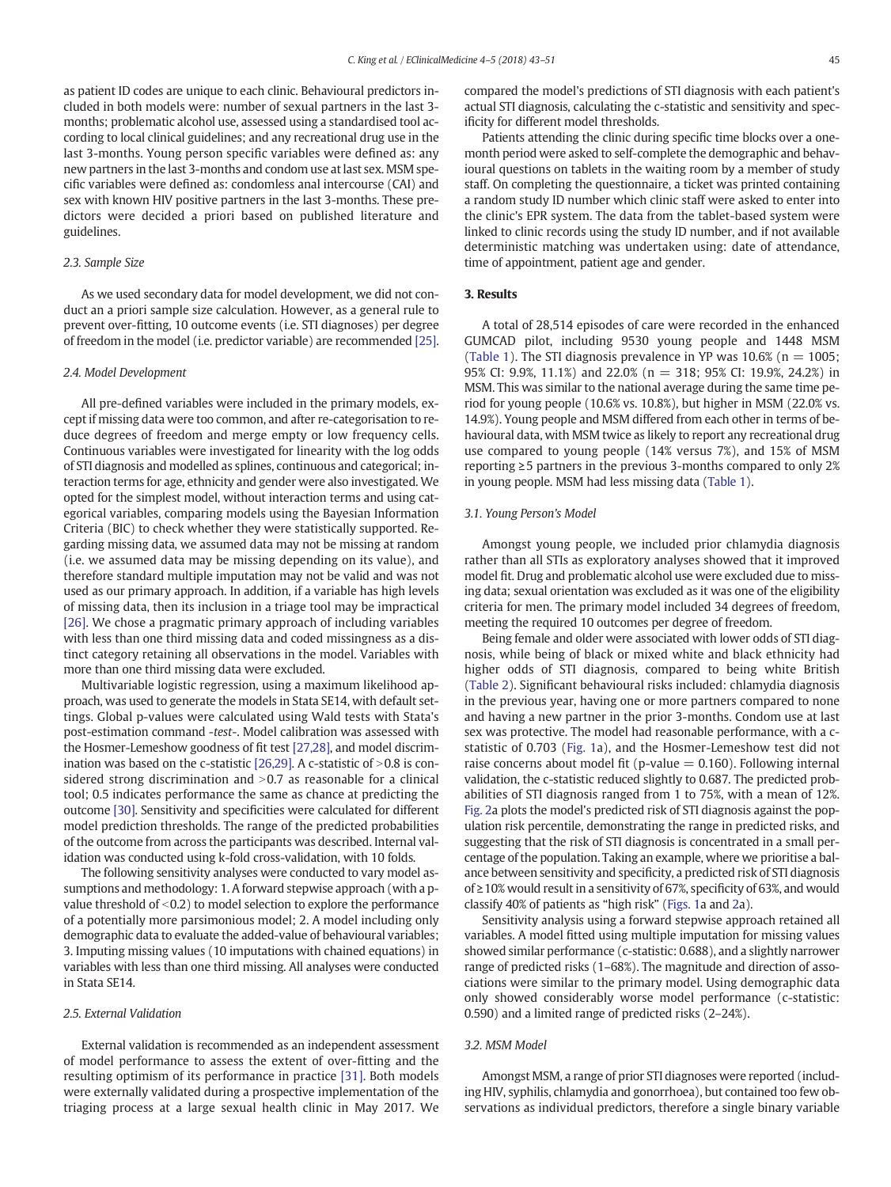as patient ID codes are unique to each clinic. Behavioural predictors included in both models were: number of sexual partners in the last 3-months; problematic alcohol use, assessed using a standardised tool according to local clinical guidelines; and any recreational drug use in the last 3-months. Young person specific variables were defined as: any new partners in the last 3-months and condom use at last sex. MSM specific variables were defined as: condomless anal intercourse (CAI) and sex with known HIV positive partners in the last 3-months. These predictors were decided a priori based on published literature and guidelines.

### 2.3. Sample Size

As we used secondary data for model development, we did not conduct an a priori sample size calculation. However, as a general rule to prevent over-fitting, 10 outcome events (i.e. STI diagnoses) per degree of freedom in the model (i.e. predictor variable) are recommended [25].

### 2.4. Model Development

All pre-defined variables were included in the primary models, except if missing data were too common, and after re-categorisation to reduce degrees of freedom and merge empty or low frequency cells. Continuous variables were investigated for linearity with the log odds of STI diagnosis and modelled as splines, continuous and categorical; interaction terms for age, ethnicity and gender were also investigated. We opted for the simplest model, without interaction terms and using categorical variables, comparing models using the Bayesian Information Criteria (BIC) to check whether they were statistically supported. Regarding missing data, we assumed data may not be missing at random (i.e. we assumed data may be missing depending on its value), and therefore standard multiple imputation may not be valid and was not used as our primary approach. In addition, if a variable has high levels of missing data, then its inclusion in a triage tool may be impractical [26]. We chose a pragmatic primary approach of including variables with less than one third missing data and coded missingness as a distinct category retaining all observations in the model. Variables with more than one third missing data were excluded.

Multivariable logistic regression, using a maximum likelihood approach, was used to generate the models in Stata SE14, with default settings. Global p-values were calculated using Wald tests with Stata's post-estimation command *-test-*. Model calibration was assessed with the Hosmer-Lemeshow goodness of fit test [27,28], and model discrimination was based on the c-statistic [26,29]. A c-statistic of >0.8 is considered strong discrimination and >0.7 as reasonable for a clinical tool; 0.5 indicates performance the same as chance at predicting the outcome [30]. Sensitivity and specificities were calculated for different model prediction thresholds. The range of the predicted probabilities of the outcome from across the participants was described. Internal validation was conducted using k-fold cross-validation, with 10 folds.

The following sensitivity analyses were conducted to vary model assumptions and methodology: 1. A forward stepwise approach (with a p-value threshold of <0.2) to model selection to explore the performance of a potentially more parsimonious model; 2. A model including only demographic data to evaluate the added-value of behavioural variables; 3. Imputing missing values (10 imputations with chained equations) in variables with less than one third missing. All analyses were conducted in Stata SE14.

### 2.5. External Validation

External validation is recommended as an independent assessment of model performance to assess the extent of over-fitting and the resulting optimism of its performance in practice [31]. Both models were externally validated during a prospective implementation of the triaging process at a large sexual health clinic in May 2017. We compared the model's predictions of STI diagnosis with each patient's actual STI diagnosis, calculating the c-statistic and sensitivity and specificity for different model thresholds.

Patients attending the clinic during specific time blocks over a one-month period were asked to self-complete the demographic and behavioural questions on tablets in the waiting room by a member of study staff. On completing the questionnaire, a ticket was printed containing a random study ID number which clinic staff were asked to enter into the clinic's EPR system. The data from the tablet-based system were linked to clinic records using the study ID number, and if not available deterministic matching was undertaken using: date of attendance, time of appointment, patient age and gender.

## 3. Results

A total of 28,514 episodes of care were recorded in the enhanced GUMCAD pilot, including 9530 young people and 1448 MSM (Table 1). The STI diagnosis prevalence in YP was 10.6% (n = 1005; 95% CI: 9.9%, 11.1%) and 22.0% (n = 318; 95% CI: 19.9%, 24.2%) in MSM. This was similar to the national average during the same time period for young people (10.6% vs. 10.8%), but higher in MSM (22.0% vs. 14.9%). Young people and MSM differed from each other in terms of behavioural data, with MSM twice as likely to report any recreational drug use compared to young people (14% versus 7%), and 15% of MSM reporting ≥5 partners in the previous 3-months compared to only 2% in young people. MSM had less missing data (Table 1).

### 3.1. Young Person's Model

Amongst young people, we included prior chlamydia diagnosis rather than all STIs as exploratory analyses showed that it improved model fit. Drug and problematic alcohol use were excluded due to missing data; sexual orientation was excluded as it was one of the eligibility criteria for men. The primary model included 34 degrees of freedom, meeting the required 10 outcomes per degree of freedom.

Being female and older were associated with lower odds of STI diagnosis, while being of black or mixed white and black ethnicity had higher odds of STI diagnosis, compared to being white British (Table 2). Significant behavioural risks included: chlamydia diagnosis in the previous year, having one or more partners compared to none and having a new partner in the prior 3-months. Condom use at last sex was protective. The model had reasonable performance, with a c-statistic of 0.703 (Fig. 1a), and the Hosmer-Lemeshow test did not raise concerns about model fit (p-value = 0.160). Following internal validation, the c-statistic reduced slightly to 0.687. The predicted probabilities of STI diagnosis ranged from 1 to 75%, with a mean of 12%. Fig. 2a plots the model's predicted risk of STI diagnosis against the population risk percentile, demonstrating the range in predicted risks, and suggesting that the risk of STI diagnosis is concentrated in a small percentage of the population. Taking an example, where we prioritise a balance between sensitivity and specificity, a predicted risk of STI diagnosis of ≥10% would result in a sensitivity of 67%, specificity of 63%, and would classify 40% of patients as "high risk" (Figs. 1a and 2a).

Sensitivity analysis using a forward stepwise approach retained all variables. A model fitted using multiple imputation for missing values showed similar performance (c-statistic: 0.688), and a slightly narrower range of predicted risks (1–68%). The magnitude and direction of associations were similar to the primary model. Using demographic data only showed considerably worse model performance (c-statistic: 0.590) and a limited range of predicted risks (2–24%).

### 3.2. MSM Model

Amongst MSM, a range of prior STI diagnoses were reported (including HIV, syphilis, chlamydia and gonorrhoea), but contained too few observations as individual predictors, therefore a single binary variable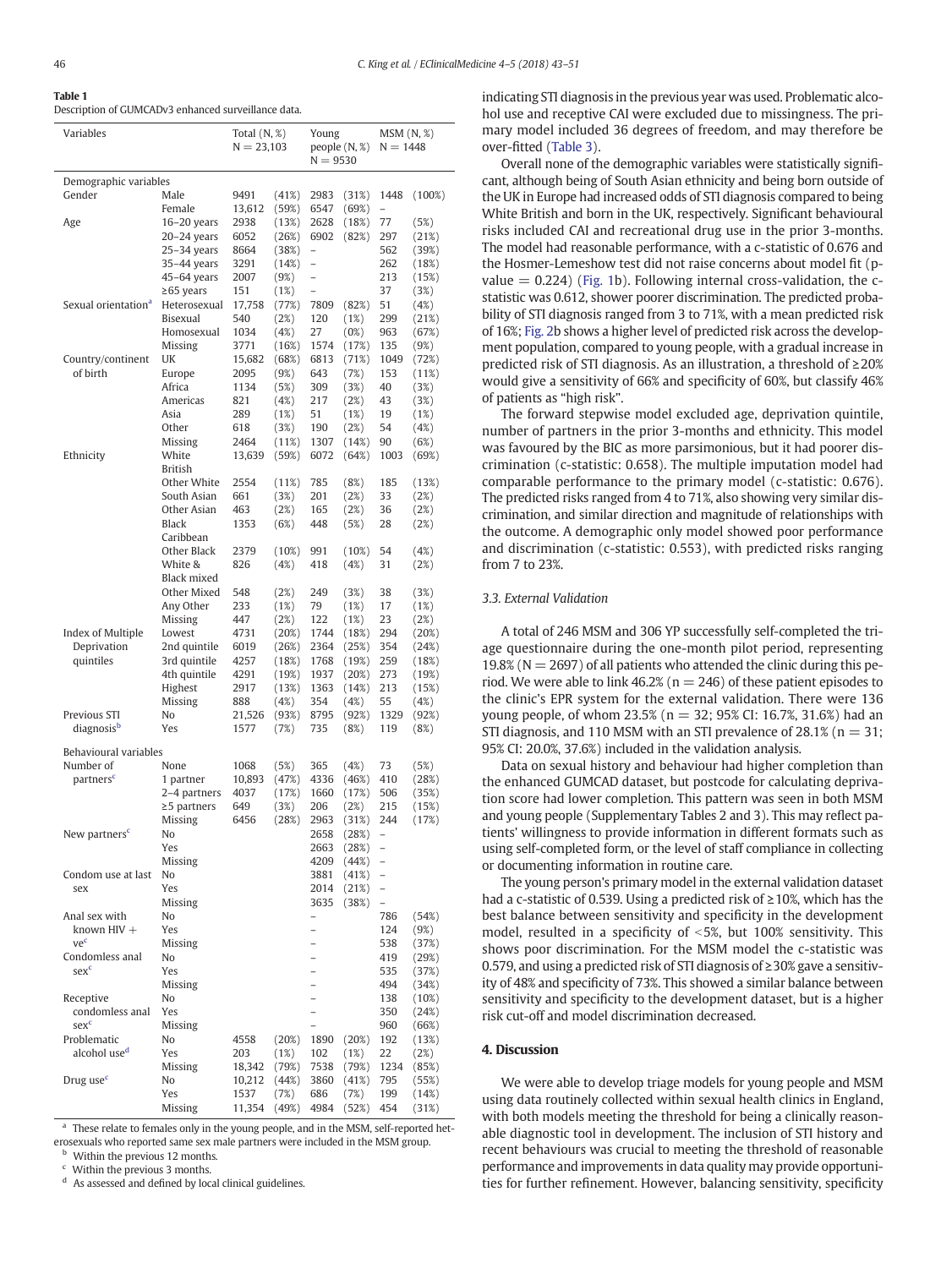**Table 1**
Description of GUMCADv3 enhanced surveillance data.

| Variables | | Total (N, %) N = 23,103 | | Young people (N, %) N = 9530 | | MSM (N, %) N = 1448 | |
|---|---|---|---|---|---|---|---|
| Demographic variables | | | | | | | |
| Gender | Male | 9491 | (41%) | 2983 | (31%) | 1448 | (100%) |
| | Female | 13,612 | (59%) | 6547 | (69%) | – | |
| Age | 16–20 years | 2938 | (13%) | 2628 | (18%) | 77 | (5%) |
| | 20–24 years | 6052 | (26%) | 6902 | (82%) | 297 | (21%) |
| | 25–34 years | 8664 | (38%) | – | | 562 | (39%) |
| | 35–44 years | 3291 | (14%) | – | | 262 | (18%) |
| | 45–64 years | 2007 | (9%) | – | | 213 | (15%) |
| | ≥65 years | 151 | (1%) | – | | 37 | (3%) |
| Sexual orientation[a] | Heterosexual | 17,758 | (77%) | 7809 | (82%) | 51 | (4%) |
| | Bisexual | 540 | (2%) | 120 | (1%) | 299 | (21%) |
| | Homosexual | 1034 | (4%) | 27 | (0%) | 963 | (67%) |
| | Missing | 3771 | (16%) | 1574 | (17%) | 135 | (9%) |
| Country/continent of birth | UK | 15,682 | (68%) | 6813 | (71%) | 1049 | (72%) |
| | Europe | 2095 | (9%) | 643 | (7%) | 153 | (11%) |
| | Africa | 1134 | (5%) | 309 | (3%) | 40 | (3%) |
| | Americas | 821 | (4%) | 217 | (2%) | 43 | (3%) |
| | Asia | 289 | (1%) | 51 | (1%) | 19 | (1%) |
| | Other | 618 | (3%) | 190 | (2%) | 54 | (4%) |
| | Missing | 2464 | (11%) | 1307 | (14%) | 90 | (6%) |
| Ethnicity | White British | 13,639 | (59%) | 6072 | (64%) | 1003 | (69%) |
| | Other White | 2554 | (11%) | 785 | (8%) | 185 | (13%) |
| | South Asian | 661 | (3%) | 201 | (2%) | 33 | (2%) |
| | Other Asian | 463 | (2%) | 165 | (2%) | 36 | (2%) |
| | Black Caribbean | 1353 | (6%) | 448 | (5%) | 28 | (2%) |
| | Other Black | 2379 | (10%) | 991 | (10%) | 54 | (4%) |
| | White & Black mixed | 826 | (4%) | 418 | (4%) | 31 | (2%) |
| | Other Mixed | 548 | (2%) | 249 | (3%) | 38 | (3%) |
| | Any Other | 233 | (1%) | 79 | (1%) | 17 | (1%) |
| | Missing | 447 | (2%) | 122 | (1%) | 23 | (2%) |
| Index of Multiple Deprivation quintiles | Lowest | 4731 | (20%) | 1744 | (18%) | 294 | (20%) |
| | 2nd quintile | 6019 | (26%) | 2364 | (25%) | 354 | (24%) |
| | 3rd quintile | 4257 | (18%) | 1768 | (19%) | 259 | (18%) |
| | 4th quintile | 4291 | (19%) | 1937 | (20%) | 273 | (19%) |
| | Highest | 2917 | (13%) | 1363 | (14%) | 213 | (15%) |
| | Missing | 888 | (4%) | 354 | (4%) | 55 | (4%) |
| Previous STI diagnosis[b] | No | 21,526 | (93%) | 8795 | (92%) | 1329 | (92%) |
| | Yes | 1577 | (7%) | 735 | (8%) | 119 | (8%) |
| Behavioural variables | | | | | | | |
| Number of partners[c] | None | 1068 | (5%) | 365 | (4%) | 73 | (5%) |
| | 1 partner | 10,893 | (47%) | 4336 | (46%) | 410 | (28%) |
| | 2–4 partners | 4037 | (17%) | 1660 | (17%) | 506 | (35%) |
| | ≥5 partners | 649 | (3%) | 206 | (2%) | 215 | (15%) |
| | Missing | 6456 | (28%) | 2963 | (31%) | 244 | (17%) |
| New partners[c] | No | | | 2658 | (28%) | – | |
| | Yes | | | 2663 | (28%) | – | |
| | Missing | | | 4209 | (44%) | – | |
| Condom use at last sex | No | | | 3881 | (41%) | – | |
| | Yes | | | 2014 | (21%) | – | |
| | Missing | | | 3635 | (38%) | – | |
| Anal sex with known HIV + ve[c] | No | | | – | | 786 | (54%) |
| | Yes | | | – | | 124 | (9%) |
| | Missing | | | – | | 538 | (37%) |
| Condomless anal sex[c] | No | | | – | | 419 | (29%) |
| | Yes | | | – | | 535 | (37%) |
| | Missing | | | – | | 494 | (34%) |
| Receptive condomless anal sex[c] | No | | | – | | 138 | (10%) |
| | Yes | | | – | | 350 | (24%) |
| | Missing | | | – | | 960 | (66%) |
| Problematic alcohol use[d] | No | 4558 | (20%) | 1890 | (20%) | 192 | (13%) |
| | Yes | 203 | (1%) | 102 | (1%) | 22 | (2%) |
| | Missing | 18,342 | (79%) | 7538 | (79%) | 1234 | (85%) |
| Drug use[c] | No | 10,212 | (44%) | 3860 | (41%) | 795 | (55%) |
| | Yes | 1537 | (7%) | 686 | (7%) | 199 | (14%) |
| | Missing | 11,354 | (49%) | 4984 | (52%) | 454 | (31%) |

[a] These relate to females only in the young people, and in the MSM, self-reported heterosexuals who reported same sex male partners were included in the MSM group.
[b] Within the previous 12 months.
[c] Within the previous 3 months.
[d] As assessed and defined by local clinical guidelines.

indicating STI diagnosis in the previous year was used. Problematic alcohol use and receptive CAI were excluded due to missingness. The primary model included 36 degrees of freedom, and may therefore be over-fitted (Table 3).

Overall none of the demographic variables were statistically significant, although being of South Asian ethnicity and being born outside of the UK in Europe had increased odds of STI diagnosis compared to being White British and born in the UK, respectively. Significant behavioural risks included CAI and recreational drug use in the prior 3-months. The model had reasonable performance, with a c-statistic of 0.676 and the Hosmer-Lemeshow test did not raise concerns about model fit (p-value = 0.224) (Fig. 1b). Following internal cross-validation, the c-statistic was 0.612, shower poorer discrimination. The predicted probability of STI diagnosis ranged from 3 to 71%, with a mean predicted risk of 16%; Fig. 2b shows a higher level of predicted risk across the development population, compared to young people, with a gradual increase in predicted risk of STI diagnosis. As an illustration, a threshold of ≥20% would give a sensitivity of 66% and specificity of 60%, but classify 46% of patients as "high risk".

The forward stepwise model excluded age, deprivation quintile, number of partners in the prior 3-months and ethnicity. This model was favoured by the BIC as more parsimonious, but it had poorer discrimination (c-statistic: 0.658). The multiple imputation model had comparable performance to the primary model (c-statistic: 0.676). The predicted risks ranged from 4 to 71%, also showing very similar discrimination, and similar direction and magnitude of relationships with the outcome. A demographic only model showed poor performance and discrimination (c-statistic: 0.553), with predicted risks ranging from 7 to 23%.

### 3.3. External Validation

A total of 246 MSM and 306 YP successfully self-completed the triage questionnaire during the one-month pilot period, representing 19.8% (N = 2697) of all patients who attended the clinic during this period. We were able to link 46.2% (n = 246) of these patient episodes to the clinic's EPR system for the external validation. There were 136 young people, of whom 23.5% (n = 32; 95% CI: 16.7%, 31.6%) had an STI diagnosis, and 110 MSM with an STI prevalence of 28.1% (n = 31; 95% CI: 20.0%, 37.6%) included in the validation analysis.

Data on sexual history and behaviour had higher completion than the enhanced GUMCAD dataset, but postcode for calculating deprivation score had lower completion. This pattern was seen in both MSM and young people (Supplementary Tables 2 and 3). This may reflect patients' willingness to provide information in different formats such as using self-completed form, or the level of staff compliance in collecting or documenting information in routine care.

The young person's primary model in the external validation dataset had a c-statistic of 0.539. Using a predicted risk of ≥10%, which has the best balance between sensitivity and specificity in the development model, resulted in a specificity of <5%, but 100% sensitivity. This shows poor discrimination. For the MSM model the c-statistic was 0.579, and using a predicted risk of STI diagnosis of ≥30% gave a sensitivity of 48% and specificity of 73%. This showed a similar balance between sensitivity and specificity to the development dataset, but is a higher risk cut-off and model discrimination decreased.

## 4. Discussion

We were able to develop triage models for young people and MSM using data routinely collected within sexual health clinics in England, with both models meeting the threshold for being a clinically reasonable diagnostic tool in development. The inclusion of STI history and recent behaviours was crucial to meeting the threshold of reasonable performance and improvements in data quality may provide opportunities for further refinement. However, balancing sensitivity, specificity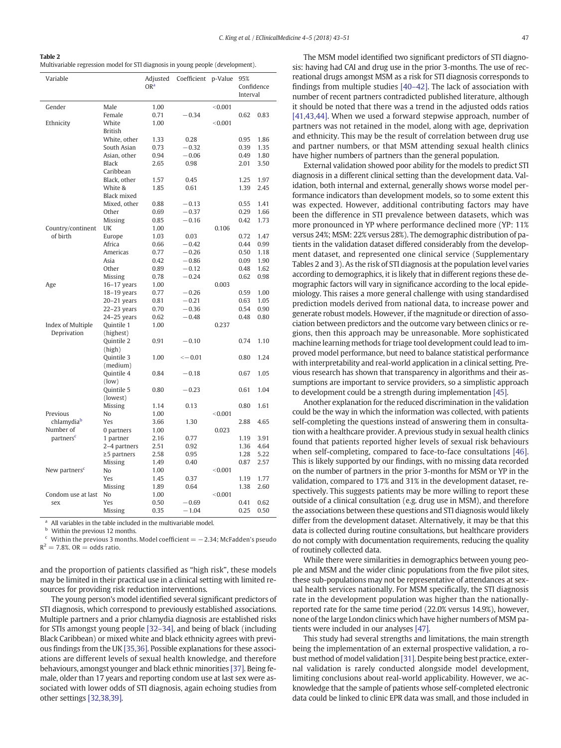**Table 2**
Multivariable regression model for STI diagnosis in young people (development).

| Variable | | Adjusted OR[a] | Coefficient | p-Value | 95% Confidence Interval | |
|---|---|---|---|---|---|---|
| Gender | Male | 1.00 | | <0.001 | | |
| | Female | 0.71 | −0.34 | | 0.62 | 0.83 |
| Ethnicity | White British | 1.00 | | <0.001 | | |
| | White, other | 1.33 | 0.28 | | 0.95 | 1.86 |
| | South Asian | 0.73 | −0.32 | | 0.39 | 1.35 |
| | Asian, other | 0.94 | −0.06 | | 0.49 | 1.80 |
| | Black Caribbean | 2.65 | 0.98 | | 2.01 | 3.50 |
| | Black, other | 1.57 | 0.45 | | 1.25 | 1.97 |
| | White & Black mixed | 1.85 | 0.61 | | 1.39 | 2.45 |
| | Mixed, other | 0.88 | −0.13 | | 0.55 | 1.41 |
| | Other | 0.69 | −0.37 | | 0.29 | 1.66 |
| | Missing | 0.85 | −0.16 | | 0.42 | 1.73 |
| Country/continent of birth | UK | 1.00 | | 0.106 | | |
| | Europe | 1.03 | 0.03 | | 0.72 | 1.47 |
| | Africa | 0.66 | −0.42 | | 0.44 | 0.99 |
| | Americas | 0.77 | −0.26 | | 0.50 | 1.18 |
| | Asia | 0.42 | −0.86 | | 0.09 | 1.90 |
| | Other | 0.89 | −0.12 | | 0.48 | 1.62 |
| | Missing | 0.78 | −0.24 | | 0.62 | 0.98 |
| Age | 16–17 years | 1.00 | | 0.003 | | |
| | 18–19 years | 0.77 | −0.26 | | 0.59 | 1.00 |
| | 20–21 years | 0.81 | −0.21 | | 0.63 | 1.05 |
| | 22–23 years | 0.70 | −0.36 | | 0.54 | 0.90 |
| | 24–25 years | 0.62 | −0.48 | | 0.48 | 0.80 |
| Index of Multiple Deprivation | Quintile 1 (highest) | 1.00 | | 0.237 | | |
| | Quintile 2 (high) | 0.91 | −0.10 | | 0.74 | 1.10 |
| | Quintile 3 (medium) | 1.00 | <−0.01 | | 0.80 | 1.24 |
| | Quintile 4 (low) | 0.84 | −0.18 | | 0.67 | 1.05 |
| | Quintile 5 (lowest) | 0.80 | −0.23 | | 0.61 | 1.04 |
| | Missing | 1.14 | 0.13 | | 0.80 | 1.61 |
| Previous chlamydia[b] | No | 1.00 | | <0.001 | | |
| | Yes | 3.66 | 1.30 | | 2.88 | 4.65 |
| Number of partners[c] | 0 partners | 1.00 | | 0.023 | | |
| | 1 partner | 2.16 | 0.77 | | 1.19 | 3.91 |
| | 2–4 partners | 2.51 | 0.92 | | 1.36 | 4.64 |
| | ≥5 partners | 2.58 | 0.95 | | 1.28 | 5.22 |
| | Missing | 1.49 | 0.40 | | 0.87 | 2.57 |
| New partners[c] | No | 1.00 | | <0.001 | | |
| | Yes | 1.45 | 0.37 | | 1.19 | 1.77 |
| | Missing | 1.89 | 0.64 | | 1.38 | 2.60 |
| Condom use at last sex | No | 1.00 | | <0.001 | | |
| | Yes | 0.50 | −0.69 | | 0.41 | 0.62 |
| | Missing | 0.35 | −1.04 | | 0.25 | 0.50 |

[a] All variables in the table included in the multivariable model.
[b] Within the previous 12 months.
[c] Within the previous 3 months. Model coefficient = −2.34; McFadden's pseudo $R^2 = 7.8\%$. OR = odds ratio.

and the proportion of patients classified as "high risk", these models may be limited in their practical use in a clinical setting with limited resources for providing risk reduction interventions.

The young person's model identified several significant predictors of STI diagnosis, which correspond to previously established associations. Multiple partners and a prior chlamydia diagnosis are established risks for STIs amongst young people [32–34], and being of black (including Black Caribbean) or mixed white and black ethnicity agrees with previous findings from the UK [35,36]. Possible explanations for these associations are different levels of sexual health knowledge, and therefore behaviours, amongst younger and black ethnic minorities [37]. Being female, older than 17 years and reporting condom use at last sex were associated with lower odds of STI diagnosis, again echoing studies from other settings [32,38,39].

The MSM model identified two significant predictors of STI diagnosis: having had CAI and drug use in the prior 3-months. The use of recreational drugs amongst MSM as a risk for STI diagnosis corresponds to findings from multiple studies [40–42]. The lack of association with number of recent partners contradicted published literature, although it should be noted that there was a trend in the adjusted odds ratios [41,43,44]. When we used a forward stepwise approach, number of partners was not retained in the model, along with age, deprivation and ethnicity. This may be the result of correlation between drug use and partner numbers, or that MSM attending sexual health clinics have higher numbers of partners than the general population.

External validation showed poor ability for the models to predict STI diagnosis in a different clinical setting than the development data. Validation, both internal and external, generally shows worse model performance indicators than development models, so to some extent this was expected. However, additional contributing factors may have been the difference in STI prevalence between datasets, which was more pronounced in YP where performance declined more (YP: 11% versus 24%; MSM: 22% versus 28%). The demographic distribution of patients in the validation dataset differed considerably from the development dataset, and represented one clinical service (Supplementary Tables 2 and 3). As the risk of STI diagnosis at the population level varies according to demographics, it is likely that in different regions these demographic factors will vary in significance according to the local epidemiology. This raises a more general challenge with using standardised prediction models derived from national data, to increase power and generate robust models. However, if the magnitude or direction of association between predictors and the outcome vary between clinics or regions, then this approach may be unreasonable. More sophisticated machine learning methods for triage tool development could lead to improved model performance, but need to balance statistical performance with interpretability and real-world application in a clinical setting. Previous research has shown that transparency in algorithms and their assumptions are important to service providers, so a simplistic approach to development could be a strength during implementation [45].

Another explanation for the reduced discrimination in the validation could be the way in which the information was collected, with patients self-completing the questions instead of answering them in consultation with a healthcare provider. A previous study in sexual health clinics found that patients reported higher levels of sexual risk behaviours when self-completing, compared to face-to-face consultations [46]. This is likely supported by our findings, with no missing data recorded on the number of partners in the prior 3-months for MSM or YP in the validation, compared to 17% and 31% in the development dataset, respectively. This suggests patients may be more willing to report these outside of a clinical consultation (e.g. drug use in MSM), and therefore the associations between these questions and STI diagnosis would likely differ from the development dataset. Alternatively, it may be that this data is collected during routine consultations, but healthcare providers do not comply with documentation requirements, reducing the quality of routinely collected data.

While there were similarities in demographics between young people and MSM and the wider clinic populations from the five pilot sites, these sub-populations may not be representative of attendances at sexual health services nationally. For MSM specifically, the STI diagnosis rate in the development population was higher than the nationally-reported rate for the same time period (22.0% versus 14.9%), however, none of the large London clinics which have higher numbers of MSM patients were included in our analyses [47].

This study had several strengths and limitations, the main strength being the implementation of an external prospective validation, a robust method of model validation [31]. Despite being best practice, external validation is rarely conducted alongside model development, limiting conclusions about real-world applicability. However, we acknowledge that the sample of patients whose self-completed electronic data could be linked to clinic EPR data was small, and those included in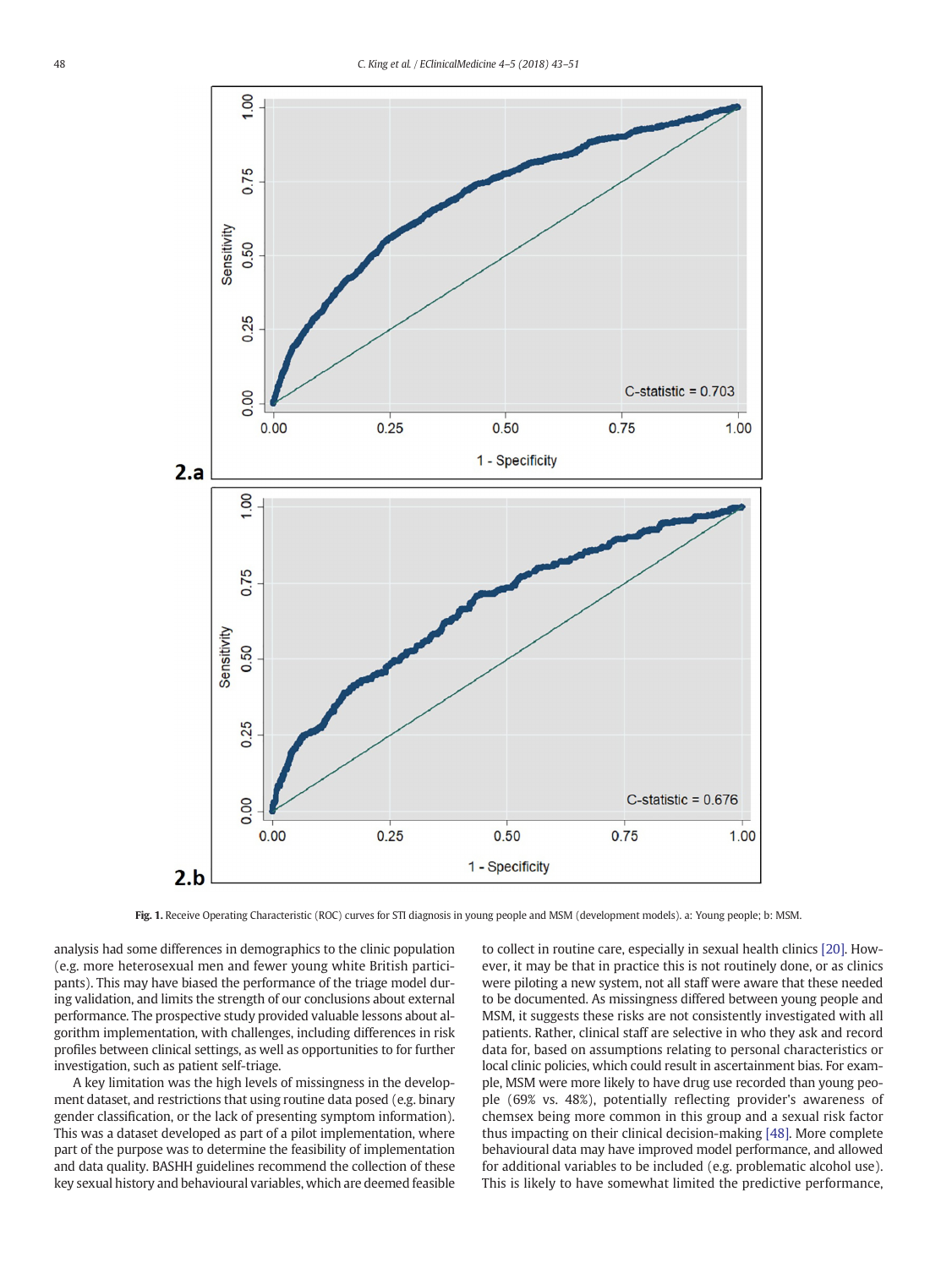Fig. 1. Receive Operating Characteristic (ROC) curves for STI diagnosis in young people and MSM (development models). a: Young people; b: MSM.

analysis had some differences in demographics to the clinic population (e.g. more heterosexual men and fewer young white British participants). This may have biased the performance of the triage model during validation, and limits the strength of our conclusions about external performance. The prospective study provided valuable lessons about algorithm implementation, with challenges, including differences in risk profiles between clinical settings, as well as opportunities to for further investigation, such as patient self-triage.

A key limitation was the high levels of missingness in the development dataset, and restrictions that using routine data posed (e.g. binary gender classification, or the lack of presenting symptom information). This was a dataset developed as part of a pilot implementation, where part of the purpose was to determine the feasibility of implementation and data quality. BASHH guidelines recommend the collection of these key sexual history and behavioural variables, which are deemed feasible to collect in routine care, especially in sexual health clinics [20]. However, it may be that in practice this is not routinely done, or as clinics were piloting a new system, not all staff were aware that these needed to be documented. As missingness differed between young people and MSM, it suggests these risks are not consistently investigated with all patients. Rather, clinical staff are selective in who they ask and record data for, based on assumptions relating to personal characteristics or local clinic policies, which could result in ascertainment bias. For example, MSM were more likely to have drug use recorded than young people (69% vs. 48%), potentially reflecting provider's awareness of chemsex being more common in this group and a sexual risk factor thus impacting on their clinical decision-making [48]. More complete behavioural data may have improved model performance, and allowed for additional variables to be included (e.g. problematic alcohol use). This is likely to have somewhat limited the predictive performance,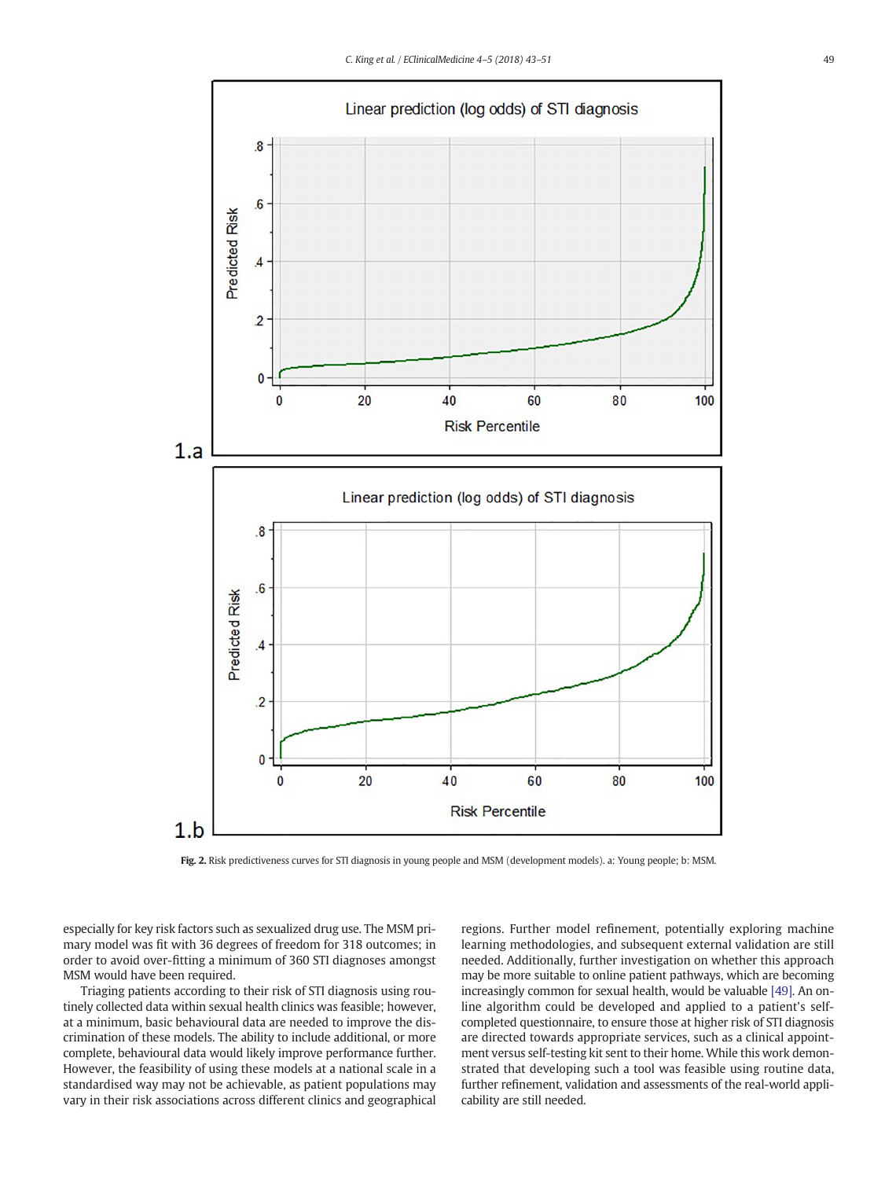Fig. 2. Risk predictiveness curves for STI diagnosis in young people and MSM (development models). a: Young people; b: MSM.

especially for key risk factors such as sexualized drug use. The MSM primary model was fit with 36 degrees of freedom for 318 outcomes; in order to avoid over-fitting a minimum of 360 STI diagnoses amongst MSM would have been required.

Triaging patients according to their risk of STI diagnosis using routinely collected data within sexual health clinics was feasible; however, at a minimum, basic behavioural data are needed to improve the discrimination of these models. The ability to include additional, or more complete, behavioural data would likely improve performance further. However, the feasibility of using these models at a national scale in a standardised way may not be achievable, as patient populations may vary in their risk associations across different clinics and geographical regions. Further model refinement, potentially exploring machine learning methodologies, and subsequent external validation are still needed. Additionally, further investigation on whether this approach may be more suitable to online patient pathways, which are becoming increasingly common for sexual health, would be valuable [49]. An online algorithm could be developed and applied to a patient's self-completed questionnaire, to ensure those at higher risk of STI diagnosis are directed towards appropriate services, such as a clinical appointment versus self-testing kit sent to their home. While this work demonstrated that developing such a tool was feasible using routine data, further refinement, validation and assessments of the real-world applicability are still needed.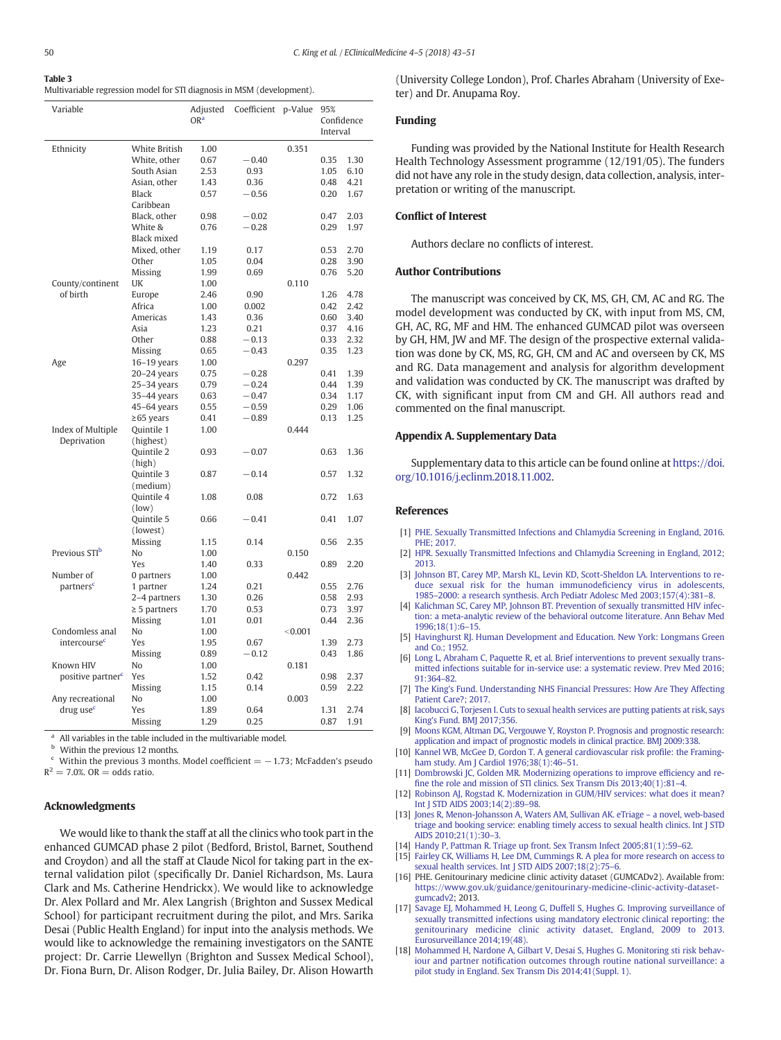**Table 3**
Multivariable regression model for STI diagnosis in MSM (development).

| Variable | | Adjusted OR[a] | Coefficient | p-Value | 95% Confidence Interval | |
|---|---|---|---|---|---|---|
| Ethnicity | White British | 1.00 | | 0.351 | | |
| | White, other | 0.67 | −0.40 | | 0.35 | 1.30 |
| | South Asian | 2.53 | 0.93 | | 1.05 | 6.10 |
| | Asian, other | 1.43 | 0.36 | | 0.48 | 4.21 |
| | Black Caribbean | 0.57 | −0.56 | | 0.20 | 1.67 |
| | Black, other | 0.98 | −0.02 | | 0.47 | 2.03 |
| | White & Black mixed | 0.76 | −0.28 | | 0.29 | 1.97 |
| | Mixed, other | 1.19 | 0.17 | | 0.53 | 2.70 |
| | Other | 1.05 | 0.04 | | 0.28 | 3.90 |
| | Missing | 1.99 | 0.69 | | 0.76 | 5.20 |
| County/continent of birth | UK | 1.00 | | 0.110 | | |
| | Europe | 2.46 | 0.90 | | 1.26 | 4.78 |
| | Africa | 1.00 | 0.002 | | 0.42 | 2.42 |
| | Americas | 1.43 | 0.36 | | 0.60 | 3.40 |
| | Asia | 1.23 | 0.21 | | 0.37 | 4.16 |
| | Other | 0.88 | −0.13 | | 0.33 | 2.32 |
| | Missing | 0.65 | −0.43 | | 0.35 | 1.23 |
| Age | 16–19 years | 1.00 | | 0.297 | | |
| | 20–24 years | 0.75 | −0.28 | | 0.41 | 1.39 |
| | 25–34 years | 0.79 | −0.24 | | 0.44 | 1.39 |
| | 35–44 years | 0.63 | −0.47 | | 0.34 | 1.17 |
| | 45–64 years | 0.55 | −0.59 | | 0.29 | 1.06 |
| | ≥65 years | 0.41 | −0.89 | | 0.13 | 1.25 |
| Index of Multiple Deprivation | Quintile 1 (highest) | 1.00 | | 0.444 | | |
| | Quintile 2 (high) | 0.93 | −0.07 | | 0.63 | 1.36 |
| | Quintile 3 (medium) | 0.87 | −0.14 | | 0.57 | 1.32 |
| | Quintile 4 (low) | 1.08 | 0.08 | | 0.72 | 1.63 |
| | Quintile 5 (lowest) | 0.66 | −0.41 | | 0.41 | 1.07 |
| | Missing | 1.15 | 0.14 | | 0.56 | 2.35 |
| Previous STI[b] | No | 1.00 | | 0.150 | | |
| | Yes | 1.40 | 0.33 | | 0.89 | 2.20 |
| Number of partners[c] | 0 partners | 1.00 | | 0.442 | | |
| | 1 partner | 1.24 | 0.21 | | 0.55 | 2.76 |
| | 2–4 partners | 1.30 | 0.26 | | 0.58 | 2.93 |
| | ≥ 5 partners | 1.70 | 0.53 | | 0.73 | 3.97 |
| | Missing | 1.01 | 0.01 | | 0.44 | 2.36 |
| Condomless anal intercourse[c] | No | 1.00 | | <0.001 | | |
| | Yes | 1.95 | 0.67 | | 1.39 | 2.73 |
| | Missing | 0.89 | −0.12 | | 0.43 | 1.86 |
| Known HIV positive partner[c] | No | 1.00 | | 0.181 | | |
| | Yes | 1.52 | 0.42 | | 0.98 | 2.37 |
| | Missing | 1.15 | 0.14 | | 0.59 | 2.22 |
| Any recreational drug use[c] | No | 1.00 | | 0.003 | | |
| | Yes | 1.89 | 0.64 | | 1.31 | 2.74 |
| | Missing | 1.29 | 0.25 | | 0.87 | 1.91 |

[a] All variables in the table included in the multivariable model.
[b] Within the previous 12 months.
[c] Within the previous 3 months. Model coefficient = −1.73; McFadden's pseudo $R^2$ = 7.0%. OR = odds ratio.

## Acknowledgments

We would like to thank the staff at all the clinics who took part in the enhanced GUMCAD phase 2 pilot (Bedford, Bristol, Barnet, Southend and Croydon) and all the staff at Claude Nicol for taking part in the external validation pilot (specifically Dr. Daniel Richardson, Ms. Laura Clark and Ms. Catherine Hendrickx). We would like to acknowledge Dr. Alex Pollard and Mr. Alex Langrish (Brighton and Sussex Medical School) for participant recruitment during the pilot, and Mrs. Sarika Desai (Public Health England) for input into the analysis methods. We would like to acknowledge the remaining investigators on the SANTE project: Dr. Carrie Llewellyn (Brighton and Sussex Medical School), Dr. Fiona Burn, Dr. Alison Rodger, Dr. Julia Bailey, Dr. Alison Howarth (University College London), Prof. Charles Abraham (University of Exeter) and Dr. Anupama Roy.

## Funding

Funding was provided by the National Institute for Health Research Health Technology Assessment programme (12/191/05). The funders did not have any role in the study design, data collection, analysis, interpretation or writing of the manuscript.

## Conflict of Interest

Authors declare no conflicts of interest.

## Author Contributions

The manuscript was conceived by CK, MS, GH, CM, AC and RG. The model development was conducted by CK, with input from MS, CM, GH, AC, RG, MF and HM. The enhanced GUMCAD pilot was overseen by GH, HM, JW and MF. The design of the prospective external validation was done by CK, MS, RG, GH, CM and AC and overseen by CK, MS and RG. Data management and analysis for algorithm development and validation was conducted by CK. The manuscript was drafted by CK, with significant input from CM and GH. All authors read and commented on the final manuscript.

## Appendix A. Supplementary Data

Supplementary data to this article can be found online at https://doi.org/10.1016/j.eclinm.2018.11.002.

## References

[1] PHE. Sexually Transmitted Infections and Chlamydia Screening in England, 2016. PHE; 2017.
[2] HPR. Sexually Transmitted Infections and Chlamydia Screening in England, 2012; 2013.
[3] Johnson BT, Carey MP, Marsh KL, Levin KD, Scott-Sheldon LA. Interventions to reduce sexual risk for the human immunodeficiency virus in adolescents, 1985–2000: a research synthesis. Arch Pediatr Adolesc Med 2003;157(4):381–8.
[4] Kalichman SC, Carey MP, Johnson BT. Prevention of sexually transmitted HIV infection: a meta-analytic review of the behavioral outcome literature. Ann Behav Med 1996;18(1):6–15.
[5] Havinghurst RJ. Human Development and Education. New York: Longmans Green and Co.; 1952.
[6] Long L, Abraham C, Paquette R, et al. Brief interventions to prevent sexually transmitted infections suitable for in-service use: a systematic review. Prev Med 2016; 91:364–82.
[7] The King's Fund. Understanding NHS Financial Pressures: How Are They Affecting Patient Care?; 2017.
[8] Iacobucci G, Torjesen I. Cuts to sexual health services are putting patients at risk, says King's Fund. BMJ 2017;356.
[9] Moons KGM, Altman DG, Vergouwe Y, Royston P. Prognosis and prognostic research: application and impact of prognostic models in clinical practice. BMJ 2009:338.
[10] Kannel WB, McGee D, Gordon T. A general cardiovascular risk profile: the Framingham study. Am J Cardiol 1976;38(1):46–51.
[11] Dombrowski JC, Golden MR. Modernizing operations to improve efficiency and refine the role and mission of STI clinics. Sex Transm Dis 2013;40(1):81–4.
[12] Robinson AJ, Rogstad K. Modernization in GUM/HIV services: what does it mean? Int J STD AIDS 2003;14(2):89–98.
[13] Jones R, Menon-Johansson A, Waters AM, Sullivan AK. eTriage – a novel, web-based triage and booking service: enabling timely access to sexual health clinics. Int J STD AIDS 2010;21(1):30–3.
[14] Handy P, Pattman R. Triage up front. Sex Transm Infect 2005;81(1):59–62.
[15] Fairley CK, Williams H, Lee DM, Cummings R. A plea for more research on access to sexual health services. Int J STD AIDS 2007;18(2):75–6.
[16] PHE. Genitourinary medicine clinic activity dataset (GUMCADv2). Available from: https://www.gov.uk/guidance/genitourinary-medicine-clinic-activity-dataset-gumcadv2; 2013.
[17] Savage EJ, Mohammed H, Leong G, Duffell S, Hughes G. Improving surveillance of sexually transmitted infections using mandatory electronic clinical reporting: the genitourinary medicine clinic activity dataset, England, 2009 to 2013. Eurosurveillance 2014;19(48).
[18] Mohammed H, Nardone A, Gilbart V, Desai S, Hughes G. Monitoring sti risk behaviour and partner notification outcomes through routine national surveillance: a pilot study in England. Sex Transm Dis 2014;41(Suppl. 1).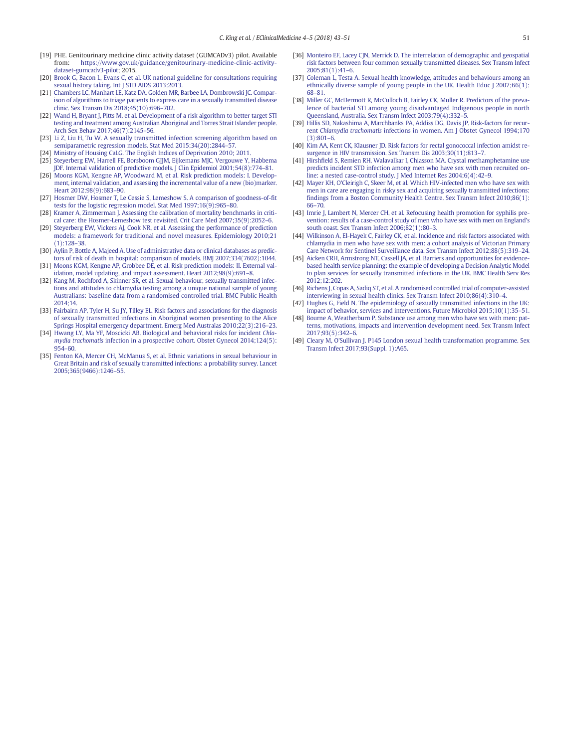[19] PHE. Genitourinary medicine clinic activity dataset (GUMCADv3) pilot. Available from: https://www.gov.uk/guidance/genitourinary-medicine-clinic-activity-dataset-gumcadv3-pilot; 2015.

[20] Brook G, Bacon L, Evans C, et al. UK national guideline for consultations requiring sexual history taking. Int J STD AIDS 2013:2013.

[21] Chambers LC, Manhart LE, Katz DA, Golden MR, Barbee LA, Dombrowski JC. Comparison of algorithms to triage patients to express care in a sexually transmitted disease clinic. Sex Transm Dis 2018;45(10):696–702.

[22] Wand H, Bryant J, Pitts M, et al. Development of a risk algorithm to better target STI testing and treatment among Australian Aboriginal and Torres Strait Islander people. Arch Sex Behav 2017;46(7):2145–56.

[23] Li Z, Liu H, Tu W. A sexually transmitted infection screening algorithm based on semiparametric regression models. Stat Med 2015;34(20):2844–57.

[24] Ministry of Housing CaLG. The English Indices of Deprivation 2010; 2011.

[25] Steyerberg EW, Harrell FE, Borsboom GJJM, Eijkemans MJC, Vergouwe Y, Habbema JDF. Internal validation of predictive models. J Clin Epidemiol 2001;54(8):774–81.

[26] Moons KGM, Kengne AP, Woodward M, et al. Risk prediction models: I. Development, internal validation, and assessing the incremental value of a new (bio)marker. Heart 2012;98(9):683–90.

[27] Hosmer DW, Hosmer T, Le Cessie S, Lemeshow S. A comparison of goodness-of-fit tests for the logistic regression model. Stat Med 1997;16(9):965–80.

[28] Kramer A, Zimmerman J. Assessing the calibration of mortality benchmarks in critical care: the Hosmer-Lemeshow test revisited. Crit Care Med 2007;35(9):2052–6.

[29] Steyerberg EW, Vickers AJ, Cook NR, et al. Assessing the performance of prediction models: a framework for traditional and novel measures. Epidemiology 2010;21(1):128–38.

[30] Aylin P, Bottle A, Majeed A. Use of administrative data or clinical databases as predictors of risk of death in hospital: comparison of models. BMJ 2007;334(7602):1044.

[31] Moons KGM, Kengne AP, Grobbee DE, et al. Risk prediction models: II. External validation, model updating, and impact assessment. Heart 2012;98(9):691–8.

[32] Kang M, Rochford A, Skinner SR, et al. Sexual behaviour, sexually transmitted infections and attitudes to chlamydia testing among a unique national sample of young Australians: baseline data from a randomised controlled trial. BMC Public Health 2014;14.

[33] Fairbairn AP, Tyler H, Su JY, Tilley EL. Risk factors and associations for the diagnosis of sexually transmitted infections in Aboriginal women presenting to the Alice Springs Hospital emergency department. Emerg Med Australas 2010;22(3):216–23.

[34] Hwang LY, Ma YF, Moscicki AB. Biological and behavioral risks for incident *Chlamydia trachomatis* infection in a prospective cohort. Obstet Gynecol 2014;124(5):954–60.

[35] Fenton KA, Mercer CH, McManus S, et al. Ethnic variations in sexual behaviour in Great Britain and risk of sexually transmitted infections: a probability survey. Lancet 2005;365(9466):1246–55.

[36] Monteiro EF, Lacey CJN, Merrick D. The interrelation of demographic and geospatial risk factors between four common sexually transmitted diseases. Sex Transm Infect 2005;81(1):41–6.

[37] Coleman L, Testa A. Sexual health knowledge, attitudes and behaviours among an ethnically diverse sample of young people in the UK. Health Educ J 2007;66(1):68–81.

[38] Miller GC, McDermott R, McCulloch B, Fairley CK, Muller R. Predictors of the prevalence of bacterial STI among young disadvantaged Indigenous people in north Queensland, Australia. Sex Transm Infect 2003;79(4):332–5.

[39] Hillis SD, Nakashima A, Marchbanks PA, Addiss DG, Davis JP. Risk-factors for recurrent *Chlamydia trachomatis* infections in women. Am J Obstet Gynecol 1994;170(3):801–6.

[40] Kim AA, Kent CK, Klausner JD. Risk factors for rectal gonococcal infection amidst resurgence in HIV transmission. Sex Transm Dis 2003;30(11):813–7.

[41] Hirshfield S, Remien RH, Walavalkar I, Chiasson MA. Crystal methamphetamine use predicts incident STD infection among men who have sex with men recruited online: a nested case-control study. J Med Internet Res 2004;6(4):42–9.

[42] Mayer KH, O'Cleirigh C, Skeer M, et al. Which HIV-infected men who have sex with men in care are engaging in risky sex and acquiring sexually transmitted infections: findings from a Boston Community Health Centre. Sex Transm Infect 2010;86(1):66–70.

[43] Imrie J, Lambert N, Mercer CH, et al. Refocusing health promotion for syphilis prevention: results of a case-control study of men who have sex with men on England's south coast. Sex Transm Infect 2006;82(1):80–3.

[44] Wilkinson A, El-Hayek C, Fairley CK, et al. Incidence and risk factors associated with chlamydia in men who have sex with men: a cohort analysis of Victorian Primary Care Network for Sentinel Surveillance data. Sex Transm Infect 2012;88(5):319–24.

[45] Aicken CRH, Armstrong NT, Cassell JA, et al. Barriers and opportunities for evidence-based health service planning: the example of developing a Decision Analytic Model to plan services for sexually transmitted infections in the UK. BMC Health Serv Res 2012;12:202.

[46] Richens J, Copas A, Sadiq ST, et al. A randomised controlled trial of computer-assisted interviewing in sexual health clinics. Sex Transm Infect 2010;86(4):310–4.

[47] Hughes G, Field N. The epidemiology of sexually transmitted infections in the UK: impact of behavior, services and interventions. Future Microbiol 2015;10(1):35–51.

[48] Bourne A, Weatherburn P. Substance use among men who have sex with men: patterns, motivations, impacts and intervention development need. Sex Transm Infect 2017;93(5):342–6.

[49] Cleary M, O'Sullivan J. P145 London sexual health transformation programme. Sex Transm Infect 2017;93(Suppl. 1):A65.